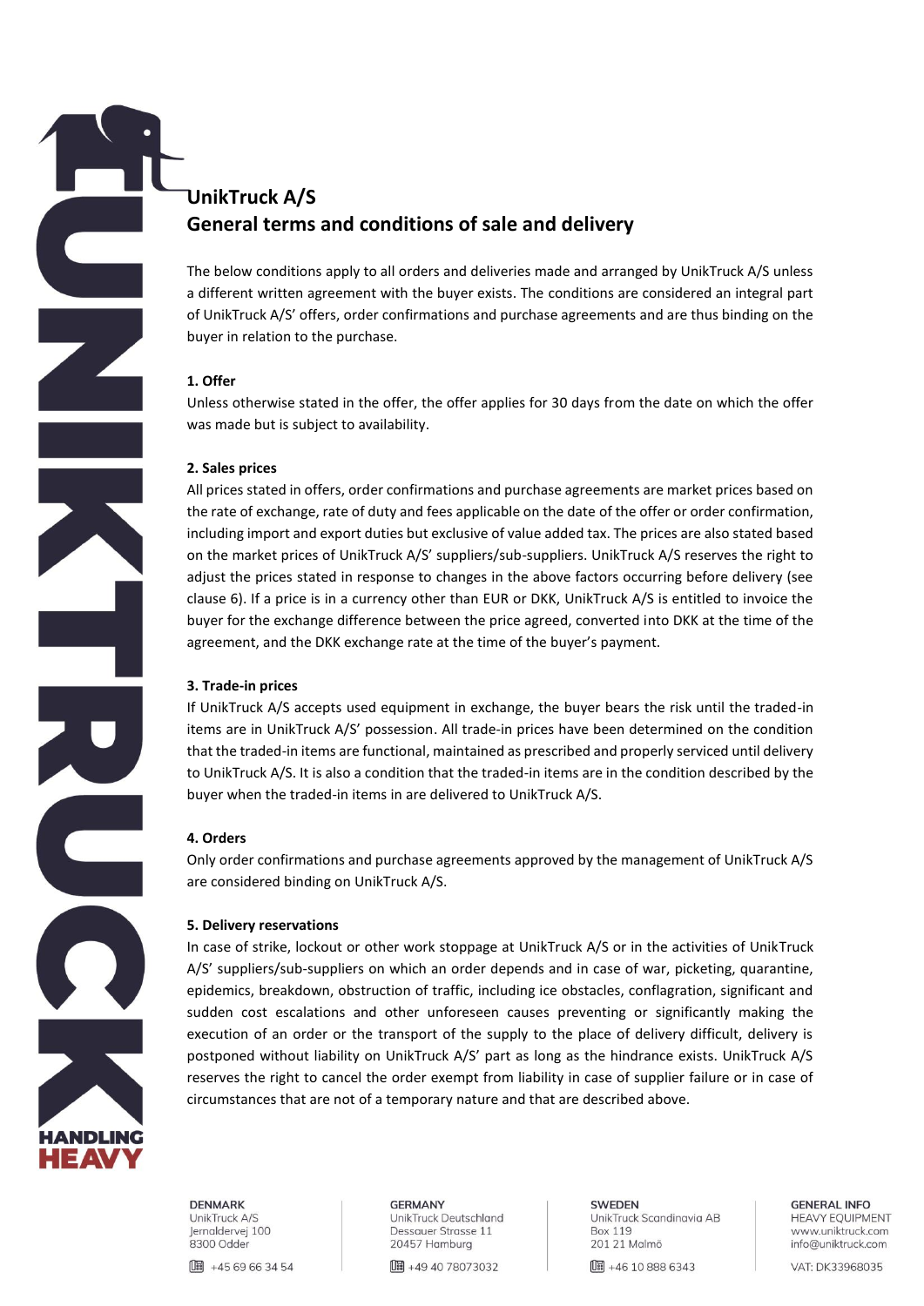# UnikTruck A/S
# General terms and conditions of sale and delivery

The below conditions apply to all orders and deliveries made and arranged by UnikTruck A/S unless a different written agreement with the buyer exists. The conditions are considered an integral part of UnikTruck A/S' offers, order confirmations and purchase agreements and are thus binding on the buyer in relation to the purchase.

### 1. Offer

Unless otherwise stated in the offer, the offer applies for 30 days from the date on which the offer was made but is subject to availability.

### 2. Sales prices

All prices stated in offers, order confirmations and purchase agreements are market prices based on the rate of exchange, rate of duty and fees applicable on the date of the offer or order confirmation, including import and export duties but exclusive of value added tax. The prices are also stated based on the market prices of UnikTruck A/S' suppliers/sub-suppliers. UnikTruck A/S reserves the right to adjust the prices stated in response to changes in the above factors occurring before delivery (see clause 6). If a price is in a currency other than EUR or DKK, UnikTruck A/S is entitled to invoice the buyer for the exchange difference between the price agreed, converted into DKK at the time of the agreement, and the DKK exchange rate at the time of the buyer's payment.

### 3. Trade-in prices

If UnikTruck A/S accepts used equipment in exchange, the buyer bears the risk until the traded-in items are in UnikTruck A/S' possession. All trade-in prices have been determined on the condition that the traded-in items are functional, maintained as prescribed and properly serviced until delivery to UnikTruck A/S. It is also a condition that the traded-in items are in the condition described by the buyer when the traded-in items in are delivered to UnikTruck A/S.

### 4. Orders

Only order confirmations and purchase agreements approved by the management of UnikTruck A/S are considered binding on UnikTruck A/S.

### 5. Delivery reservations

In case of strike, lockout or other work stoppage at UnikTruck A/S or in the activities of UnikTruck A/S' suppliers/sub-suppliers on which an order depends and in case of war, picketing, quarantine, epidemics, breakdown, obstruction of traffic, including ice obstacles, conflagration, significant and sudden cost escalations and other unforeseen causes preventing or significantly making the execution of an order or the transport of the supply to the place of delivery difficult, delivery is postponed without liability on UnikTruck A/S' part as long as the hindrance exists. UnikTruck A/S reserves the right to cancel the order exempt from liability in case of supplier failure or in case of circumstances that are not of a temporary nature and that are described above.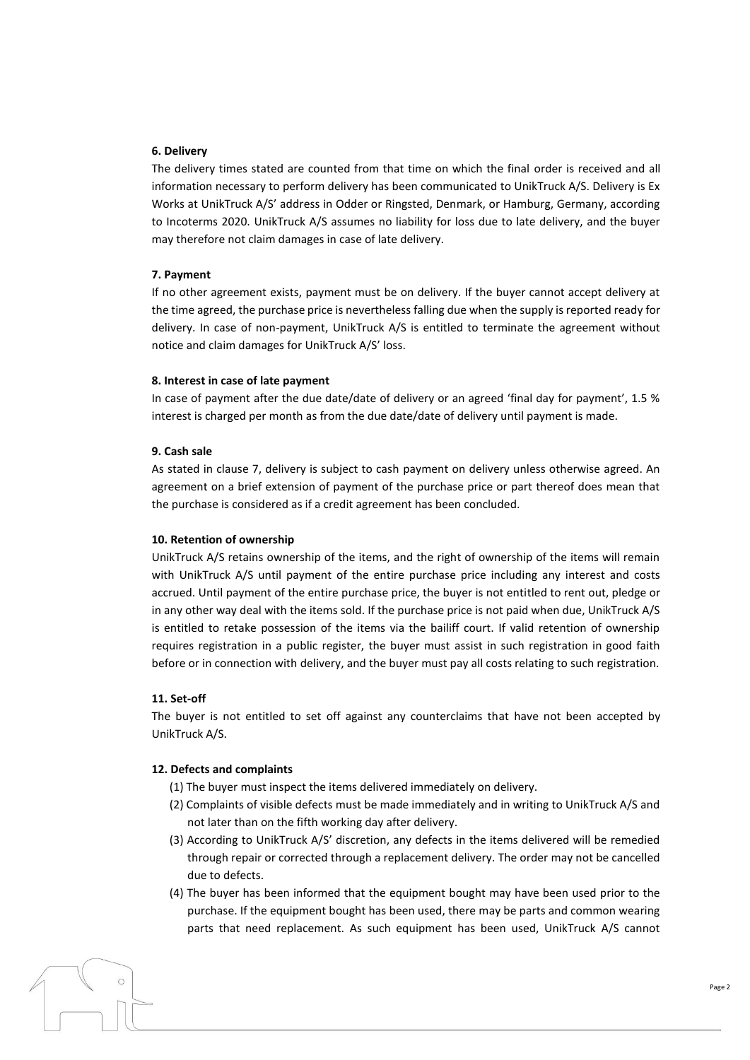### 6. Delivery

The delivery times stated are counted from that time on which the final order is received and all information necessary to perform delivery has been communicated to UnikTruck A/S. Delivery is Ex Works at UnikTruck A/S' address in Odder or Ringsted, Denmark, or Hamburg, Germany, according to Incoterms 2020. UnikTruck A/S assumes no liability for loss due to late delivery, and the buyer may therefore not claim damages in case of late delivery.

### 7. Payment

If no other agreement exists, payment must be on delivery. If the buyer cannot accept delivery at the time agreed, the purchase price is nevertheless falling due when the supply is reported ready for delivery. In case of non-payment, UnikTruck A/S is entitled to terminate the agreement without notice and claim damages for UnikTruck A/S' loss.

### 8. Interest in case of late payment

In case of payment after the due date/date of delivery or an agreed 'final day for payment', 1.5 % interest is charged per month as from the due date/date of delivery until payment is made.

### 9. Cash sale

As stated in clause 7, delivery is subject to cash payment on delivery unless otherwise agreed. An agreement on a brief extension of payment of the purchase price or part thereof does mean that the purchase is considered as if a credit agreement has been concluded.

### 10. Retention of ownership

UnikTruck A/S retains ownership of the items, and the right of ownership of the items will remain with UnikTruck A/S until payment of the entire purchase price including any interest and costs accrued. Until payment of the entire purchase price, the buyer is not entitled to rent out, pledge or in any other way deal with the items sold. If the purchase price is not paid when due, UnikTruck A/S is entitled to retake possession of the items via the bailiff court. If valid retention of ownership requires registration in a public register, the buyer must assist in such registration in good faith before or in connection with delivery, and the buyer must pay all costs relating to such registration.

### 11. Set-off

The buyer is not entitled to set off against any counterclaims that have not been accepted by UnikTruck A/S.

### 12. Defects and complaints

(1) The buyer must inspect the items delivered immediately on delivery.

(2) Complaints of visible defects must be made immediately and in writing to UnikTruck A/S and not later than on the fifth working day after delivery.

(3) According to UnikTruck A/S' discretion, any defects in the items delivered will be remedied through repair or corrected through a replacement delivery. The order may not be cancelled due to defects.

(4) The buyer has been informed that the equipment bought may have been used prior to the purchase. If the equipment bought has been used, there may be parts and common wearing parts that need replacement. As such equipment has been used, UnikTruck A/S cannot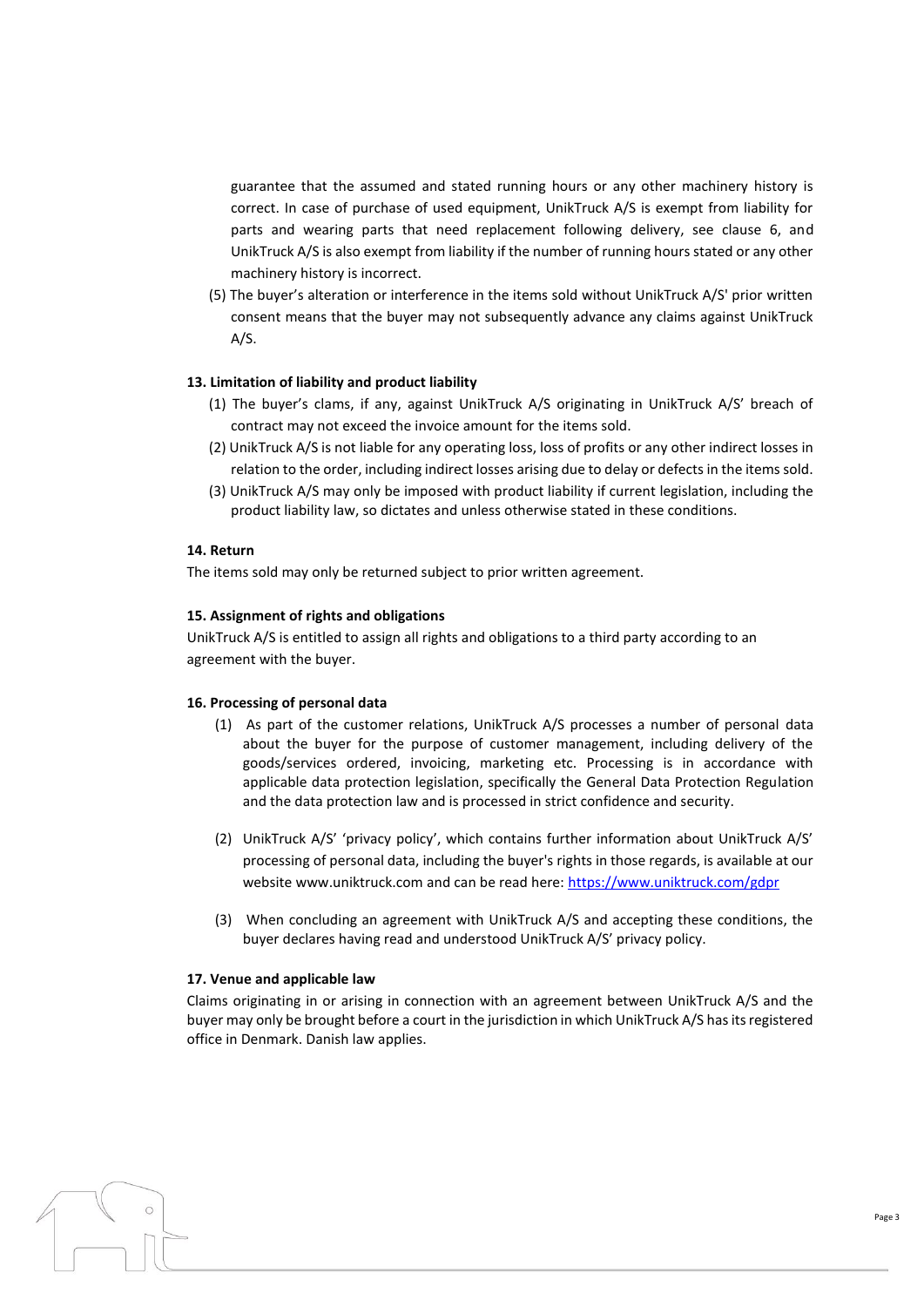guarantee that the assumed and stated running hours or any other machinery history is correct. In case of purchase of used equipment, UnikTruck A/S is exempt from liability for parts and wearing parts that need replacement following delivery, see clause 6, and UnikTruck A/S is also exempt from liability if the number of running hours stated or any other machinery history is incorrect.

(5) The buyer's alteration or interference in the items sold without UnikTruck A/S' prior written consent means that the buyer may not subsequently advance any claims against UnikTruck A/S.

**13. Limitation of liability and product liability**

(1) The buyer's clams, if any, against UnikTruck A/S originating in UnikTruck A/S' breach of contract may not exceed the invoice amount for the items sold.

(2) UnikTruck A/S is not liable for any operating loss, loss of profits or any other indirect losses in relation to the order, including indirect losses arising due to delay or defects in the items sold.

(3) UnikTruck A/S may only be imposed with product liability if current legislation, including the product liability law, so dictates and unless otherwise stated in these conditions.

**14. Return**

The items sold may only be returned subject to prior written agreement.

**15. Assignment of rights and obligations**

UnikTruck A/S is entitled to assign all rights and obligations to a third party according to an agreement with the buyer.

**16. Processing of personal data**

(1) As part of the customer relations, UnikTruck A/S processes a number of personal data about the buyer for the purpose of customer management, including delivery of the goods/services ordered, invoicing, marketing etc. Processing is in accordance with applicable data protection legislation, specifically the General Data Protection Regulation and the data protection law and is processed in strict confidence and security.

(2) UnikTruck A/S' 'privacy policy', which contains further information about UnikTruck A/S' processing of personal data, including the buyer's rights in those regards, is available at our website www.uniktruck.com and can be read here: https://www.uniktruck.com/gdpr

(3) When concluding an agreement with UnikTruck A/S and accepting these conditions, the buyer declares having read and understood UnikTruck A/S' privacy policy.

**17. Venue and applicable law**

Claims originating in or arising in connection with an agreement between UnikTruck A/S and the buyer may only be brought before a court in the jurisdiction in which UnikTruck A/S has its registered office in Denmark. Danish law applies.